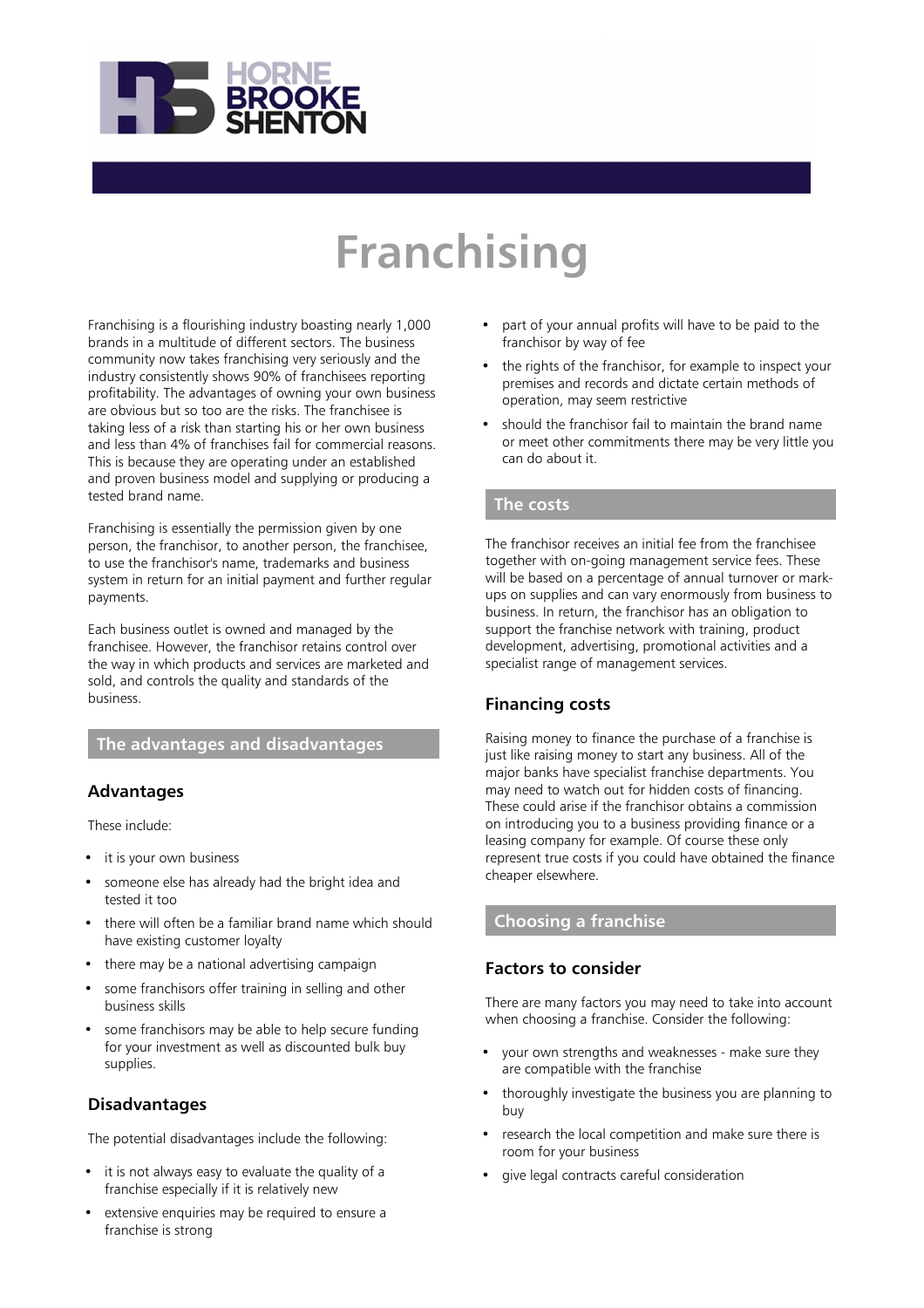# Franchising

Franchising is a flourishing industry boasting nearly 1,000 brands in a multitude of different sectors. The business community now takes franchising very seriously and the industry consistently shows 90% of franchisees reporting profitability. The advantages of owning your own business are obvious but so too are the risks. The franchisee is taking less of a risk than starting his or her own business and less than 4% of franchises fail for commercial reasons. This is because they are operating under an established and proven business model and supplying or producing a tested brand name.

Franchising is essentially the permission given by one person, the franchisor, to another person, the franchisee, to use the franchisor's name, trademarks and business system in return for an initial payment and further regular payments.

Each business outlet is owned and managed by the franchisee. However, the franchisor retains control over the way in which products and services are marketed and sold, and controls the quality and standards of the business.

## The advantages and disadvantages

### Advantages

These include:

- it is your own business
- someone else has already had the bright idea and tested it too
- there will often be a familiar brand name which should have existing customer loyalty
- there may be a national advertising campaign
- some franchisors offer training in selling and other business skills
- some franchisors may be able to help secure funding for your investment as well as discounted bulk buy supplies.

### Disadvantages

The potential disadvantages include the following:

- it is not always easy to evaluate the quality of a franchise especially if it is relatively new
- extensive enquiries may be required to ensure a franchise is strong
- part of your annual profits will have to be paid to the franchisor by way of fee
- the rights of the franchisor, for example to inspect your premises and records and dictate certain methods of operation, may seem restrictive
- should the franchisor fail to maintain the brand name or meet other commitments there may be very little you can do about it.

## The costs

The franchisor receives an initial fee from the franchisee together with on-going management service fees. These will be based on a percentage of annual turnover or mark-ups on supplies and can vary enormously from business to business. In return, the franchisor has an obligation to support the franchise network with training, product development, advertising, promotional activities and a specialist range of management services.

### Financing costs

Raising money to finance the purchase of a franchise is just like raising money to start any business. All of the major banks have specialist franchise departments. You may need to watch out for hidden costs of financing. These could arise if the franchisor obtains a commission on introducing you to a business providing finance or a leasing company for example. Of course these only represent true costs if you could have obtained the finance cheaper elsewhere.

## Choosing a franchise

### Factors to consider

There are many factors you may need to take into account when choosing a franchise. Consider the following:

- your own strengths and weaknesses - make sure they are compatible with the franchise
- thoroughly investigate the business you are planning to buy
- research the local competition and make sure there is room for your business
- give legal contracts careful consideration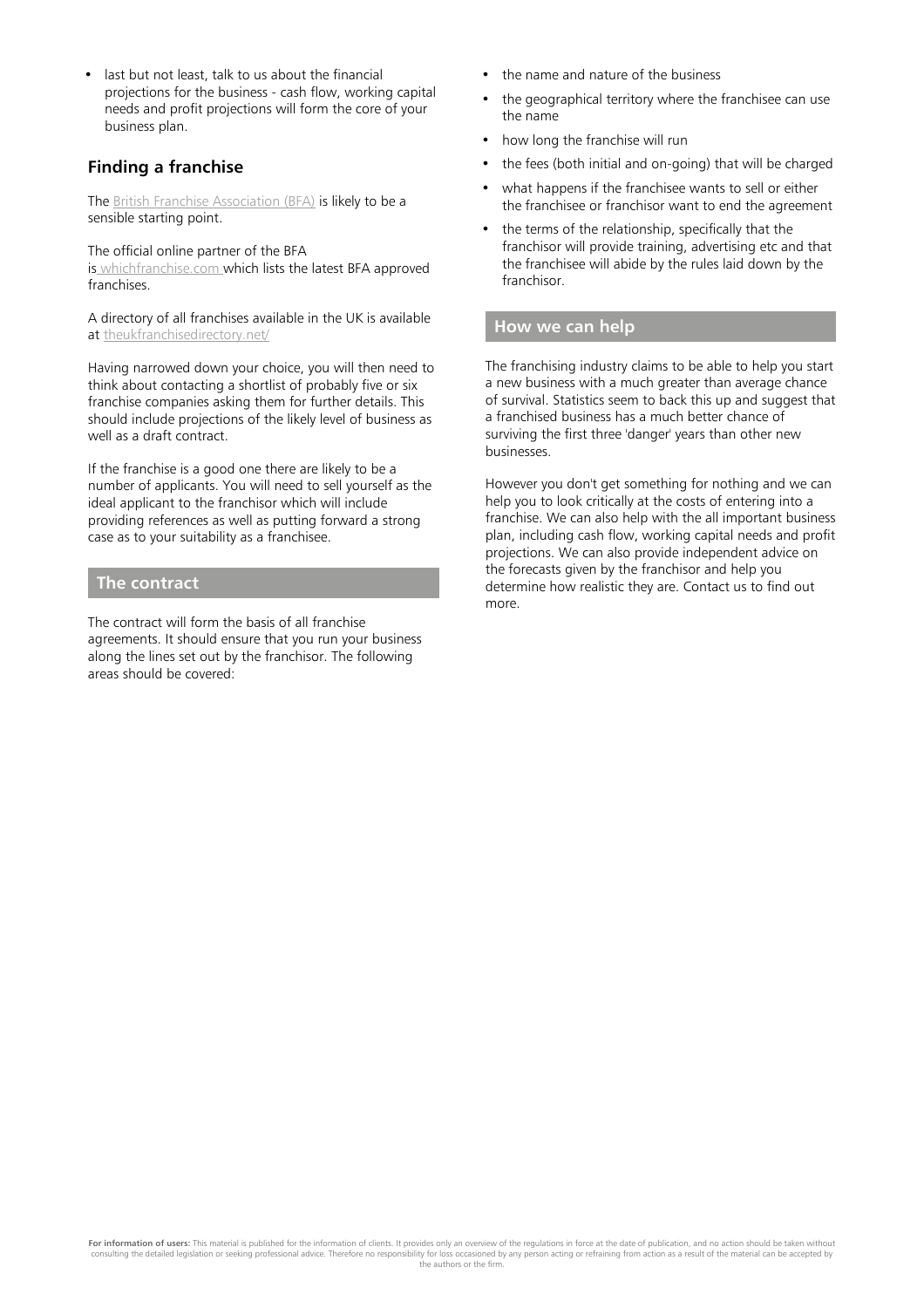- last but not least, talk to us about the financial projections for the business - cash flow, working capital needs and profit projections will form the core of your business plan.

## Finding a franchise

The British Franchise Association (BFA) is likely to be a sensible starting point.

The official online partner of the BFA is whichfranchise.com which lists the latest BFA approved franchises.

A directory of all franchises available in the UK is available at theukfranchisedirectory.net/

Having narrowed down your choice, you will then need to think about contacting a shortlist of probably five or six franchise companies asking them for further details. This should include projections of the likely level of business as well as a draft contract.

If the franchise is a good one there are likely to be a number of applicants. You will need to sell yourself as the ideal applicant to the franchisor which will include providing references as well as putting forward a strong case as to your suitability as a franchisee.

## The contract

The contract will form the basis of all franchise agreements. It should ensure that you run your business along the lines set out by the franchisor. The following areas should be covered:

- the name and nature of the business
- the geographical territory where the franchisee can use the name
- how long the franchise will run
- the fees (both initial and on-going) that will be charged
- what happens if the franchisee wants to sell or either the franchisee or franchisor want to end the agreement
- the terms of the relationship, specifically that the franchisor will provide training, advertising etc and that the franchisee will abide by the rules laid down by the franchisor.

## How we can help

The franchising industry claims to be able to help you start a new business with a much greater than average chance of survival. Statistics seem to back this up and suggest that a franchised business has a much better chance of surviving the first three 'danger' years than other new businesses.

However you don't get something for nothing and we can help you to look critically at the costs of entering into a franchise. We can also help with the all important business plan, including cash flow, working capital needs and profit projections. We can also provide independent advice on the forecasts given by the franchisor and help you determine how realistic they are. Contact us to find out more.

**For information of users:** This material is published for the information of clients. It provides only an overview of the regulations in force at the date of publication, and no action should be taken without consulting the detailed legislation or seeking professional advice. Therefore no responsibility for loss occasioned by any person acting or refraining from action as a result of the material can be accepted by the authors or the firm.